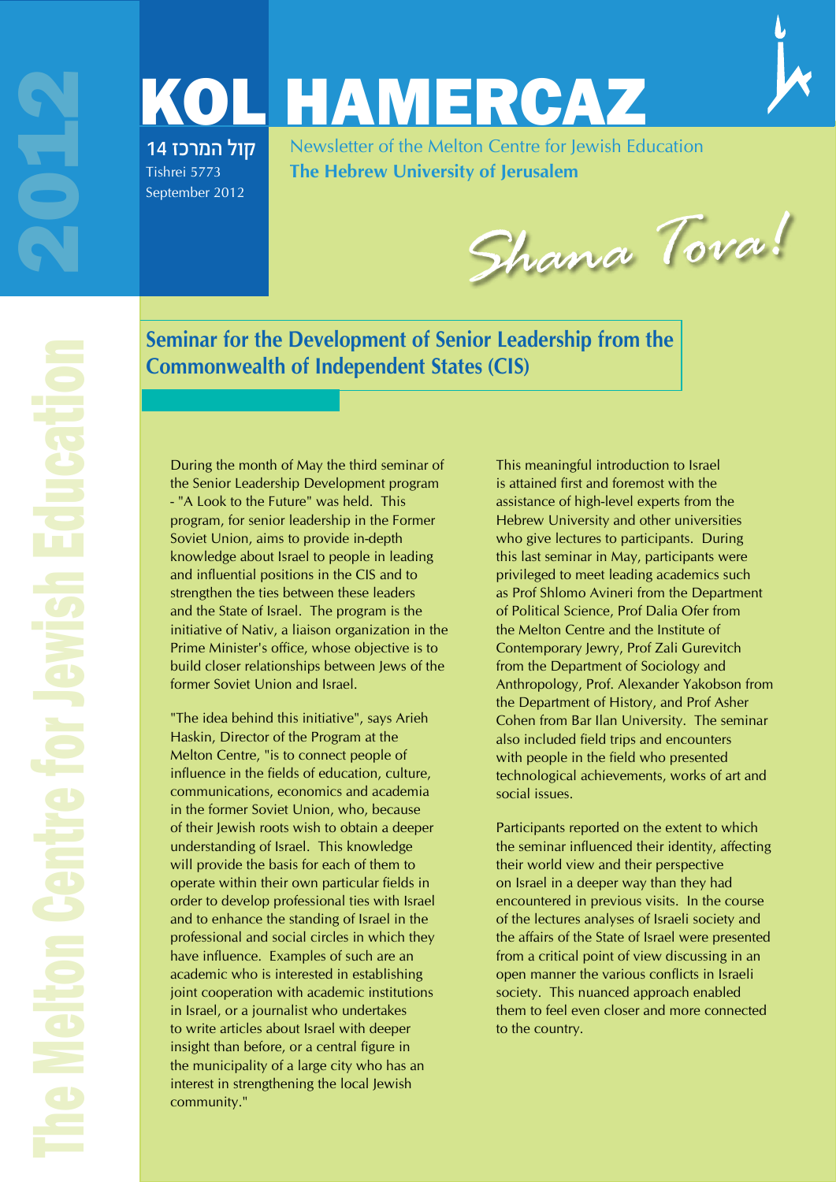# KOL HAMERCAZ

קול המרכז 14
Tishrei 5773
September 2012

Newsletter of the Melton Centre for Jewish Education
**The Hebrew University of Jerusalem**

*Shana Tova!*

2012

The Melton Centre for Jewish Education

## Seminar for the Development of Senior Leadership from the Commonwealth of Independent States (CIS)

During the month of May the third seminar of the Senior Leadership Development program - "A Look to the Future" was held. This program, for senior leadership in the Former Soviet Union, aims to provide in-depth knowledge about Israel to people in leading and influential positions in the CIS and to strengthen the ties between these leaders and the State of Israel. The program is the initiative of Nativ, a liaison organization in the Prime Minister's office, whose objective is to build closer relationships between Jews of the former Soviet Union and Israel.

"The idea behind this initiative", says Arieh Haskin, Director of the Program at the Melton Centre, "is to connect people of influence in the fields of education, culture, communications, economics and academia in the former Soviet Union, who, because of their Jewish roots wish to obtain a deeper understanding of Israel. This knowledge will provide the basis for each of them to operate within their own particular fields in order to develop professional ties with Israel and to enhance the standing of Israel in the professional and social circles in which they have influence. Examples of such are an academic who is interested in establishing joint cooperation with academic institutions in Israel, or a journalist who undertakes to write articles about Israel with deeper insight than before, or a central figure in the municipality of a large city who has an interest in strengthening the local Jewish community."

This meaningful introduction to Israel is attained first and foremost with the assistance of high-level experts from the Hebrew University and other universities who give lectures to participants. During this last seminar in May, participants were privileged to meet leading academics such as Prof Shlomo Avineri from the Department of Political Science, Prof Dalia Ofer from the Melton Centre and the Institute of Contemporary Jewry, Prof Zali Gurevitch from the Department of Sociology and Anthropology, Prof. Alexander Yakobson from the Department of History, and Prof Asher Cohen from Bar Ilan University. The seminar also included field trips and encounters with people in the field who presented technological achievements, works of art and social issues.

Participants reported on the extent to which the seminar influenced their identity, affecting their world view and their perspective on Israel in a deeper way than they had encountered in previous visits. In the course of the lectures analyses of Israeli society and the affairs of the State of Israel were presented from a critical point of view discussing in an open manner the various conflicts in Israeli society. This nuanced approach enabled them to feel even closer and more connected to the country.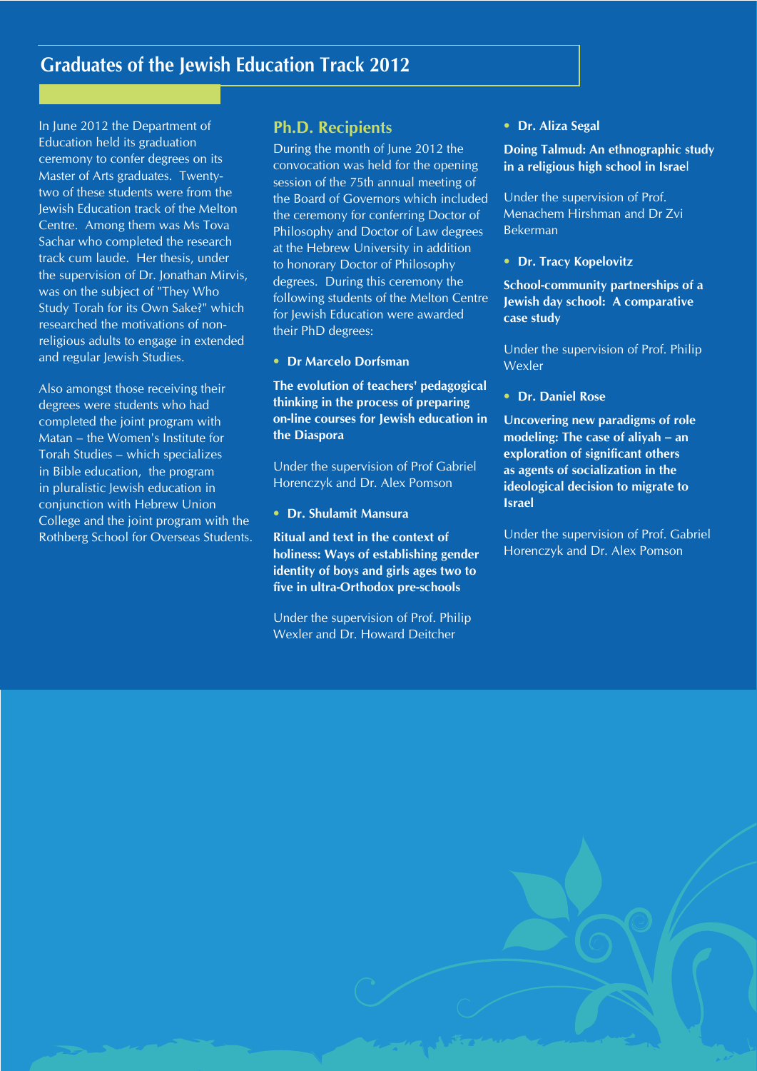# Graduates of the Jewish Education Track 2012

In June 2012 the Department of Education held its graduation ceremony to confer degrees on its Master of Arts graduates. Twenty-two of these students were from the Jewish Education track of the Melton Centre. Among them was Ms Tova Sachar who completed the research track cum laude. Her thesis, under the supervision of Dr. Jonathan Mirvis, was on the subject of "They Who Study Torah for its Own Sake?" which researched the motivations of non-religious adults to engage in extended and regular Jewish Studies.

Also amongst those receiving their degrees were students who had completed the joint program with Matan – the Women's Institute for Torah Studies – which specializes in Bible education, the program in pluralistic Jewish education in conjunction with Hebrew Union College and the joint program with the Rothberg School for Overseas Students.

## Ph.D. Recipients

During the month of June 2012 the convocation was held for the opening session of the 75th annual meeting of the Board of Governors which included the ceremony for conferring Doctor of Philosophy and Doctor of Law degrees at the Hebrew University in addition to honorary Doctor of Philosophy degrees. During this ceremony the following students of the Melton Centre for Jewish Education were awarded their PhD degrees:

- **Dr Marcelo Dorfsman**

**The evolution of teachers' pedagogical thinking in the process of preparing on-line courses for Jewish education in the Diaspora**

Under the supervision of Prof Gabriel Horenczyk and Dr. Alex Pomson

- **Dr. Shulamit Mansura**

**Ritual and text in the context of holiness: Ways of establishing gender identity of boys and girls ages two to five in ultra-Orthodox pre-schools**

Under the supervision of Prof. Philip Wexler and Dr. Howard Deitcher

- **Dr. Aliza Segal**

**Doing Talmud: An ethnographic study in a religious high school in Israel**

Under the supervision of Prof. Menachem Hirshman and Dr Zvi Bekerman

- **Dr. Tracy Kopelovitz**

**School-community partnerships of a Jewish day school: A comparative case study**

Under the supervision of Prof. Philip Wexler

- **Dr. Daniel Rose**

**Uncovering new paradigms of role modeling: The case of aliyah – an exploration of significant others as agents of socialization in the ideological decision to migrate to Israel**

Under the supervision of Prof. Gabriel Horenczyk and Dr. Alex Pomson